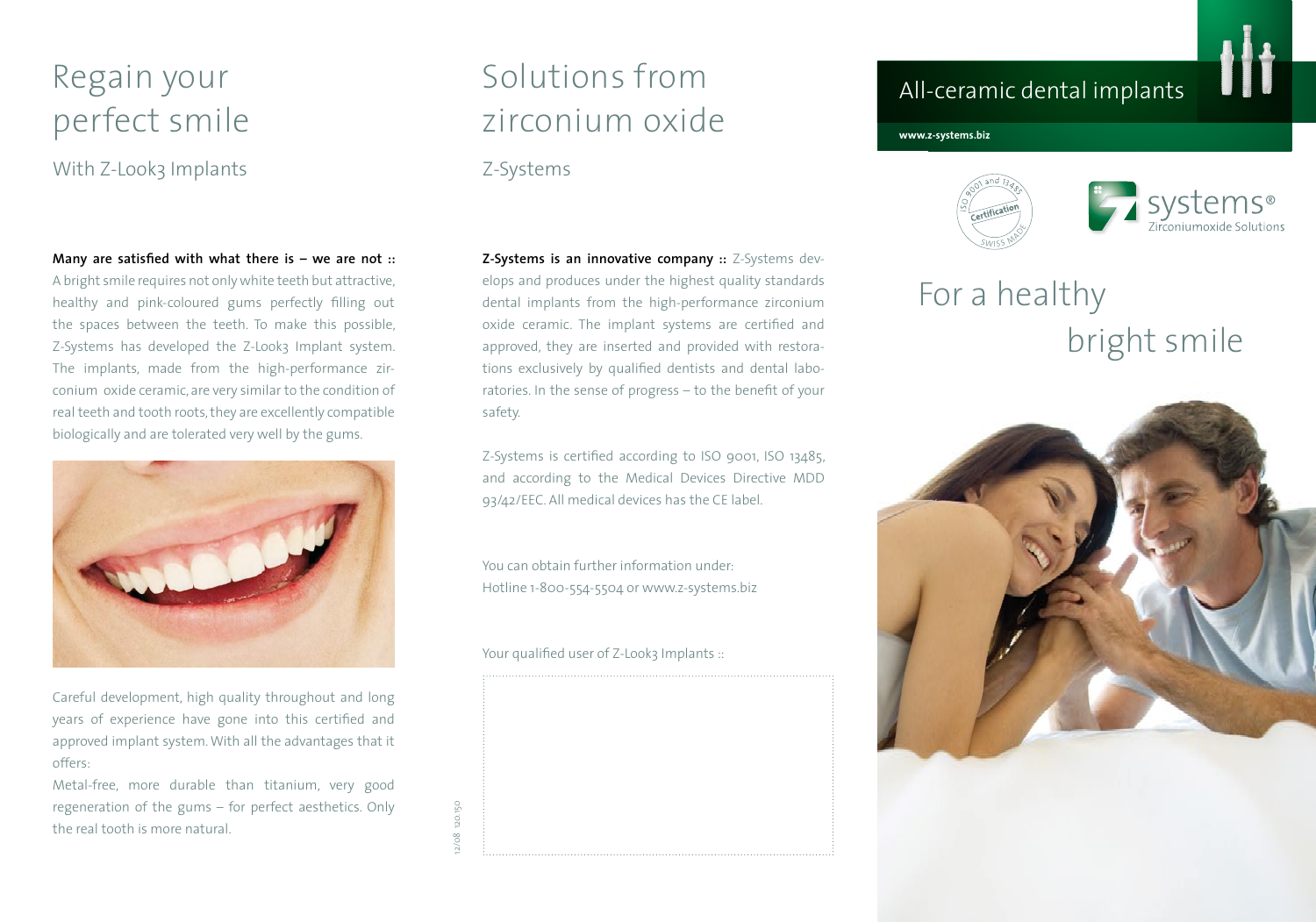# Regain your perfect smile

With Z-Look3 Implants

**Many are satisfied with what there is – we are not ::** A bright smile requires not only white teeth but attractive, healthy and pink-coloured gums perfectly filling out the spaces between the teeth. To make this possible, Z-Systems has developed the Z-Look3 Implant system. The implants, made from the high-performance zirconium oxide ceramic, are very similar to the condition of real teeth and tooth roots, they are excellently compatible biologically and are tolerated very well by the gums.

Careful development, high quality throughout and long years of experience have gone into this certified and approved implant system. With all the advantages that it offers:

Metal-free, more durable than titanium, very good regeneration of the gums – for perfect aesthetics. Only the real tooth is more natural.

# Solutions from zirconium oxide

Z-Systems

**Z-Systems is an innovative company ::** Z-Systems develops and produces under the highest quality standards dental implants from the high-performance zirconium oxide ceramic. The implant systems are certified and approved, they are inserted and provided with restorations exclusively by qualified dentists and dental laboratories. In the sense of progress – to the benefit of your safety.

Z-Systems is certified according to ISO 9001, ISO 13485, and according to the Medical Devices Directive MDD 93/42/EEC. All medical devices has the CE label.

You can obtain further information under:
Hotline 1-800-554-5504 or www.z-systems.biz

Your qualified user of Z-Look3 Implants ::

12/08 120.150

## All-ceramic dental implants

www.z-systems.biz

ISO 9001 and 13485 Certification SWISS MADE

systems®
Zirconiumoxide Solutions

# For a healthy bright smile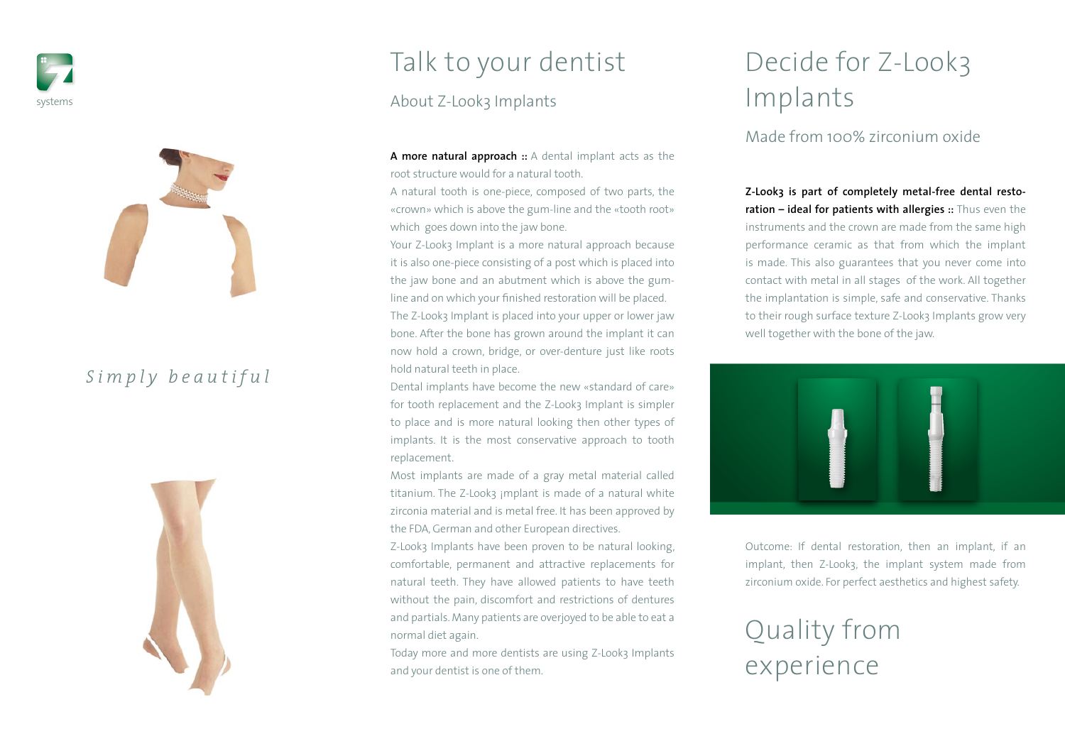systems

*Simply beautiful*

# Talk to your dentist

## About Z-Look3 Implants

**A more natural approach ::** A dental implant acts as the root structure would for a natural tooth.

A natural tooth is one-piece, composed of two parts, the «crown» which is above the gum-line and the «tooth root» which goes down into the jaw bone.

Your Z-Look3 Implant is a more natural approach because it is also one-piece consisting of a post which is placed into the jaw bone and an abutment which is above the gum-line and on which your finished restoration will be placed.

The Z-Look3 Implant is placed into your upper or lower jaw bone. After the bone has grown around the implant it can now hold a crown, bridge, or over-denture just like roots hold natural teeth in place.

Dental implants have become the new «standard of care» for tooth replacement and the Z-Look3 Implant is simpler to place and is more natural looking then other types of implants. It is the most conservative approach to tooth replacement.

Most implants are made of a gray metal material called titanium. The Z-Look3 ¡mplant is made of a natural white zirconia material and is metal free. It has been approved by the FDA, German and other European directives.

Z-Look3 Implants have been proven to be natural looking, comfortable, permanent and attractive replacements for natural teeth. They have allowed patients to have teeth without the pain, discomfort and restrictions of dentures and partials. Many patients are overjoyed to be able to eat a normal diet again.

Today more and more dentists are using Z-Look3 Implants and your dentist is one of them.

# Decide for Z-Look3 Implants

## Made from 100% zirconium oxide

**Z-Look3 is part of completely metal-free dental restoration – ideal for patients with allergies ::** Thus even the instruments and the crown are made from the same high performance ceramic as that from which the implant is made. This also guarantees that you never come into contact with metal in all stages of the work. All together the implantation is simple, safe and conservative. Thanks to their rough surface texture Z-Look3 Implants grow very well together with the bone of the jaw.

Outcome: If dental restoration, then an implant, if an implant, then Z-Look3, the implant system made from zirconium oxide. For perfect aesthetics and highest safety.

# Quality from experience